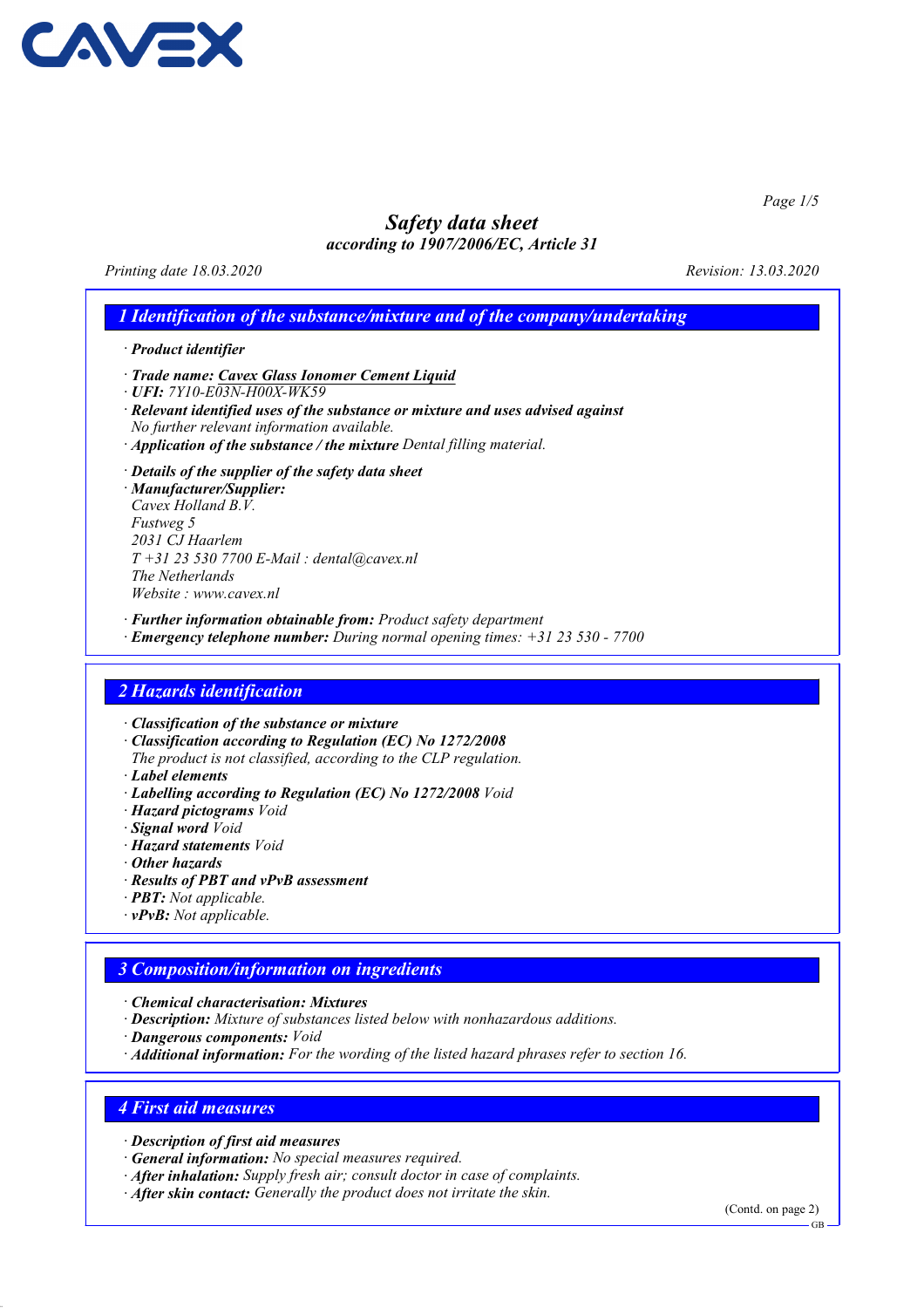CAVEX

# Safety data sheet
*according to 1907/2006/EC, Article 31*

*Printing date 18.03.2020* *Revision: 13.03.2020*

## 1 Identification of the substance/mixture and of the company/undertaking

· **Product identifier**

· **Trade name: Cavex Glass Ionomer Cement Liquid**
· **UFI:** 7Y10-E03N-H00X-WK59
· **Relevant identified uses of the substance or mixture and uses advised against**
No further relevant information available.
· **Application of the substance / the mixture** Dental filling material.

· **Details of the supplier of the safety data sheet**
· **Manufacturer/Supplier:**
Cavex Holland B.V.
Fustweg 5
2031 CJ Haarlem
T +31 23 530 7700 E-Mail : dental@cavex.nl
The Netherlands
Website : www.cavex.nl

· **Further information obtainable from:** Product safety department
· **Emergency telephone number:** During normal opening times: +31 23 530 - 7700

## 2 Hazards identification

· **Classification of the substance or mixture**
· **Classification according to Regulation (EC) No 1272/2008**
The product is not classified, according to the CLP regulation.
· **Label elements**
· **Labelling according to Regulation (EC) No 1272/2008** Void
· **Hazard pictograms** Void
· **Signal word** Void
· **Hazard statements** Void
· **Other hazards**
· **Results of PBT and vPvB assessment**
· **PBT:** Not applicable.
· **vPvB:** Not applicable.

## 3 Composition/information on ingredients

· **Chemical characterisation: Mixtures**
· **Description:** Mixture of substances listed below with nonhazardous additions.
· **Dangerous components:** Void
· **Additional information:** For the wording of the listed hazard phrases refer to section 16.

## 4 First aid measures

· **Description of first aid measures**
· **General information:** No special measures required.
· **After inhalation:** Supply fresh air; consult doctor in case of complaints.
· **After skin contact:** Generally the product does not irritate the skin.

(Contd. on page 2)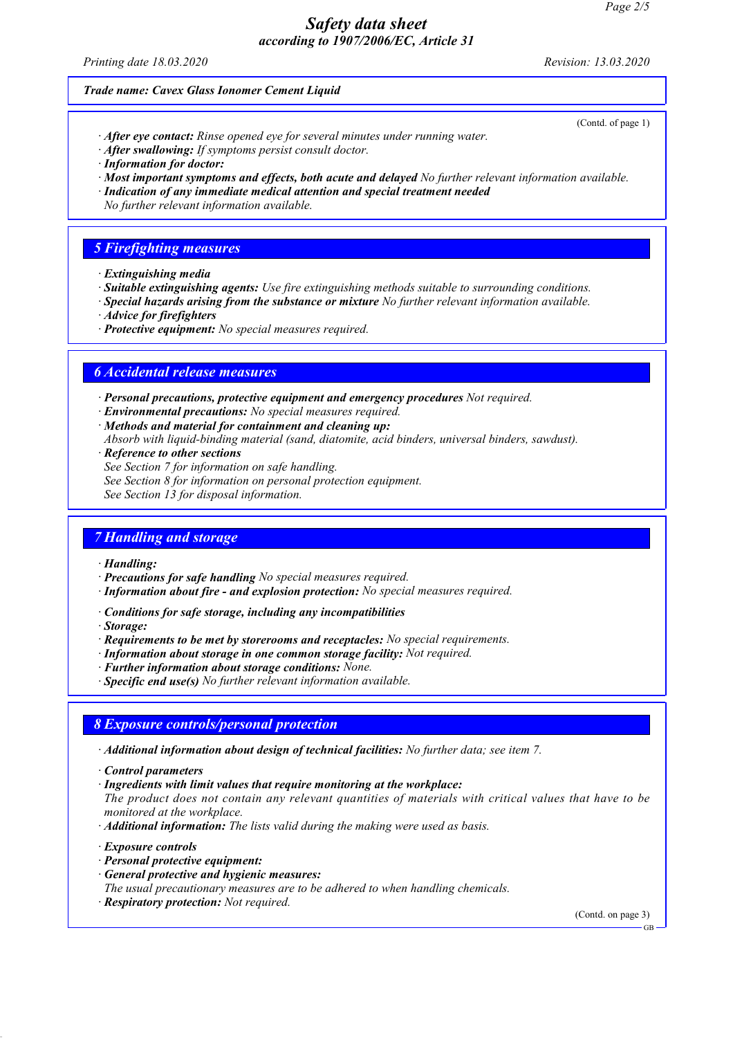**Trade name: Cavex Glass Ionomer Cement Liquid**

(Contd. of page 1)

· ***After eye contact:*** *Rinse opened eye for several minutes under running water.*
· ***After swallowing:*** *If symptoms persist consult doctor.*
· ***Information for doctor:***
· ***Most important symptoms and effects, both acute and delayed*** *No further relevant information available.*
· ***Indication of any immediate medical attention and special treatment needed***
*No further relevant information available.*

## 5 Firefighting measures

· ***Extinguishing media***
· ***Suitable extinguishing agents:*** *Use fire extinguishing methods suitable to surrounding conditions.*
· ***Special hazards arising from the substance or mixture*** *No further relevant information available.*
· ***Advice for firefighters***
· ***Protective equipment:*** *No special measures required.*

## 6 Accidental release measures

· ***Personal precautions, protective equipment and emergency procedures*** *Not required.*
· ***Environmental precautions:*** *No special measures required.*
· ***Methods and material for containment and cleaning up:***
*Absorb with liquid-binding material (sand, diatomite, acid binders, universal binders, sawdust).*
· ***Reference to other sections***
*See Section 7 for information on safe handling.*
*See Section 8 for information on personal protection equipment.*
*See Section 13 for disposal information.*

## 7 Handling and storage

· ***Handling:***
· ***Precautions for safe handling*** *No special measures required.*
· ***Information about fire - and explosion protection:*** *No special measures required.*

· ***Conditions for safe storage, including any incompatibilities***
· ***Storage:***
· ***Requirements to be met by storerooms and receptacles:*** *No special requirements.*
· ***Information about storage in one common storage facility:*** *Not required.*
· ***Further information about storage conditions:*** *None.*
· ***Specific end use(s)*** *No further relevant information available.*

## 8 Exposure controls/personal protection

· ***Additional information about design of technical facilities:*** *No further data; see item 7.*

· ***Control parameters***
· ***Ingredients with limit values that require monitoring at the workplace:***
*The product does not contain any relevant quantities of materials with critical values that have to be monitored at the workplace.*
· ***Additional information:*** *The lists valid during the making were used as basis.*

· ***Exposure controls***
· ***Personal protective equipment:***
· ***General protective and hygienic measures:***
*The usual precautionary measures are to be adhered to when handling chemicals.*
· ***Respiratory protection:*** *Not required.*

(Contd. on page 3)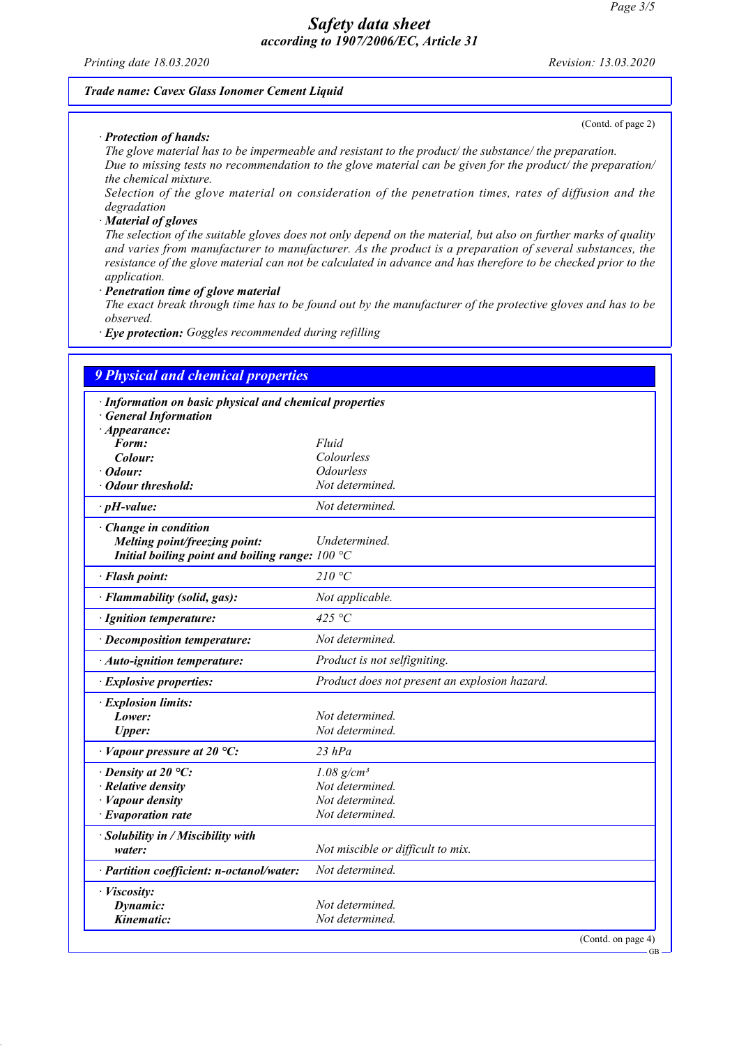Trade name: Cavex Glass Ionomer Cement Liquid

(Contd. of page 2)

· **Protection of hands:**
*The glove material has to be impermeable and resistant to the product/ the substance/ the preparation.*
*Due to missing tests no recommendation to the glove material can be given for the product/ the preparation/ the chemical mixture.*
*Selection of the glove material on consideration of the penetration times, rates of diffusion and the degradation*

· **Material of gloves**
*The selection of the suitable gloves does not only depend on the material, but also on further marks of quality and varies from manufacturer to manufacturer. As the product is a preparation of several substances, the resistance of the glove material can not be calculated in advance and has therefore to be checked prior to the application.*

· **Penetration time of glove material**
*The exact break through time has to be found out by the manufacturer of the protective gloves and has to be observed.*

· **Eye protection:** *Goggles recommended during refilling*

## 9 Physical and chemical properties

| · Information on basic physical and chemical properties | |
|---|---|
| · General Information | |
| · Appearance: | |
| Form: | Fluid |
| Colour: | Colourless |
| · Odour: | Odourless |
| · Odour threshold: | Not determined. |
| · pH-value: | Not determined. |
| · Change in condition | |
| Melting point/freezing point: | Undetermined. |
| Initial boiling point and boiling range: | 100 °C |
| · Flash point: | 210 °C |
| · Flammability (solid, gas): | Not applicable. |
| · Ignition temperature: | 425 °C |
| · Decomposition temperature: | Not determined. |
| · Auto-ignition temperature: | Product is not selfigniting. |
| · Explosive properties: | Product does not present an explosion hazard. |
| · Explosion limits: | |
| Lower: | Not determined. |
| Upper: | Not determined. |
| · Vapour pressure at 20 °C: | 23 hPa |
| · Density at 20 °C: | 1.08 g/cm³ |
| · Relative density | Not determined. |
| · Vapour density | Not determined. |
| · Evaporation rate | Not determined. |
| · Solubility in / Miscibility with water: | Not miscible or difficult to mix. |
| · Partition coefficient: n-octanol/water: | Not determined. |
| · Viscosity: | |
| Dynamic: | Not determined. |
| Kinematic: | Not determined. |

(Contd. on page 4)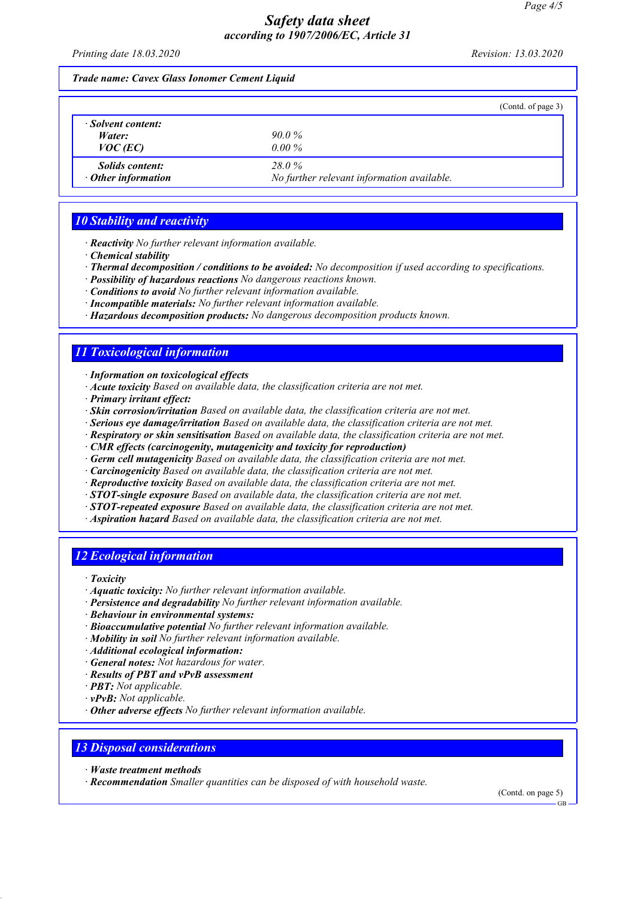**Safety data sheet**
**according to 1907/2006/EC, Article 31**

Printing date 18.03.2020 Revision: 13.03.2020

**Trade name: Cavex Glass Ionomer Cement Liquid**

(Contd. of page 3)

| · **Solvent content:** | |
|---|---|
| **Water:** | 90.0 % |
| **VOC (EC)** | 0.00 % |
| **Solids content:** | 28.0 % |
| · **Other information** | No further relevant information available. |

## 10 Stability and reactivity

- · **Reactivity** No further relevant information available.
- · **Chemical stability**
- · **Thermal decomposition / conditions to be avoided:** No decomposition if used according to specifications.
- · **Possibility of hazardous reactions** No dangerous reactions known.
- · **Conditions to avoid** No further relevant information available.
- · **Incompatible materials:** No further relevant information available.
- · **Hazardous decomposition products:** No dangerous decomposition products known.

## 11 Toxicological information

- · **Information on toxicological effects**
- · **Acute toxicity** Based on available data, the classification criteria are not met.
- · **Primary irritant effect:**
- · **Skin corrosion/irritation** Based on available data, the classification criteria are not met.
- · **Serious eye damage/irritation** Based on available data, the classification criteria are not met.
- · **Respiratory or skin sensitisation** Based on available data, the classification criteria are not met.
- · **CMR effects (carcinogenity, mutagenicity and toxicity for reproduction)**
- · **Germ cell mutagenicity** Based on available data, the classification criteria are not met.
- · **Carcinogenicity** Based on available data, the classification criteria are not met.
- · **Reproductive toxicity** Based on available data, the classification criteria are not met.
- · **STOT-single exposure** Based on available data, the classification criteria are not met.
- · **STOT-repeated exposure** Based on available data, the classification criteria are not met.
- · **Aspiration hazard** Based on available data, the classification criteria are not met.

## 12 Ecological information

- · **Toxicity**
- · **Aquatic toxicity:** No further relevant information available.
- · **Persistence and degradability** No further relevant information available.
- · **Behaviour in environmental systems:**
- · **Bioaccumulative potential** No further relevant information available.
- · **Mobility in soil** No further relevant information available.
- · **Additional ecological information:**
- · **General notes:** Not hazardous for water.
- · **Results of PBT and vPvB assessment**
- · **PBT:** Not applicable.
- · **vPvB:** Not applicable.
- · **Other adverse effects** No further relevant information available.

## 13 Disposal considerations

- · **Waste treatment methods**
- · **Recommendation** Smaller quantities can be disposed of with household waste.

(Contd. on page 5)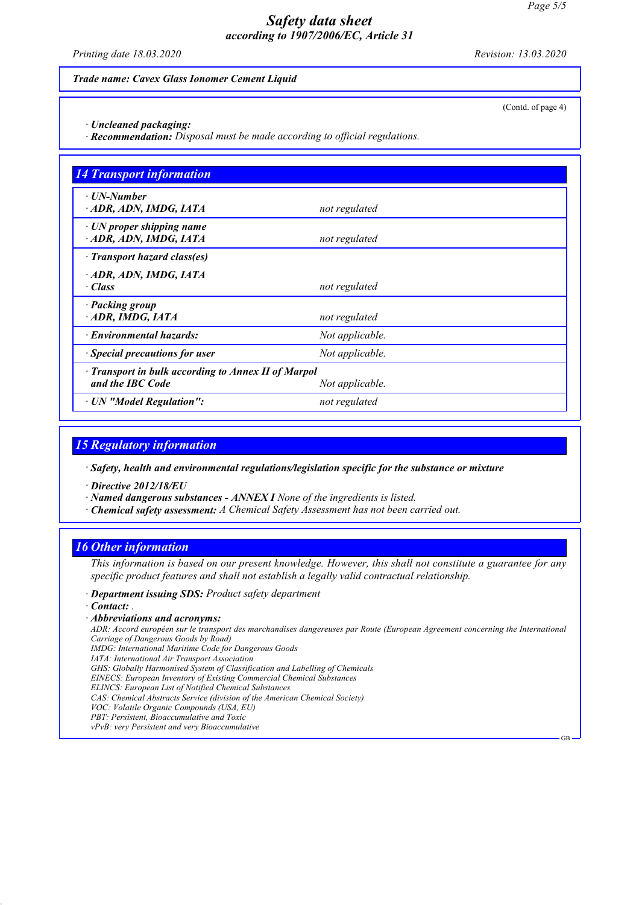*Trade name: Cavex Glass Ionomer Cement Liquid*

(Contd. of page 4)

· ***Uncleaned packaging:***
· ***Recommendation:*** *Disposal must be made according to official regulations.*

## 14 Transport information

| | |
|---|---|
| · ***UN-Number***<br>· ***ADR, ADN, IMDG, IATA*** | *not regulated* |
| · ***UN proper shipping name***<br>· ***ADR, ADN, IMDG, IATA*** | *not regulated* |
| · ***Transport hazard class(es)***<br>· ***ADR, ADN, IMDG, IATA***<br>· ***Class*** | *not regulated* |
| · ***Packing group***<br>· ***ADR, IMDG, IATA*** | *not regulated* |
| · ***Environmental hazards:*** | *Not applicable.* |
| · ***Special precautions for user*** | *Not applicable.* |
| · ***Transport in bulk according to Annex II of Marpol and the IBC Code*** | *Not applicable.* |
| · ***UN "Model Regulation":*** | *not regulated* |

## 15 Regulatory information

· ***Safety, health and environmental regulations/legislation specific for the substance or mixture***

· ***Directive 2012/18/EU***
· ***Named dangerous substances - ANNEX I*** *None of the ingredients is listed.*
· ***Chemical safety assessment:*** *A Chemical Safety Assessment has not been carried out.*

## 16 Other information

*This information is based on our present knowledge. However, this shall not constitute a guarantee for any specific product features and shall not establish a legally valid contractual relationship.*

· ***Department issuing SDS:*** *Product safety department*
· ***Contact:*** *.*
· ***Abbreviations and acronyms:***
*ADR: Accord européen sur le transport des marchandises dangereuses par Route (European Agreement concerning the International Carriage of Dangerous Goods by Road)*
*IMDG: International Maritime Code for Dangerous Goods*
*IATA: International Air Transport Association*
*GHS: Globally Harmonised System of Classification and Labelling of Chemicals*
*EINECS: European Inventory of Existing Commercial Chemical Substances*
*ELINCS: European List of Notified Chemical Substances*
*CAS: Chemical Abstracts Service (division of the American Chemical Society)*
*VOC: Volatile Organic Compounds (USA, EU)*
*PBT: Persistent, Bioaccumulative and Toxic*
*vPvB: very Persistent and very Bioaccumulative*